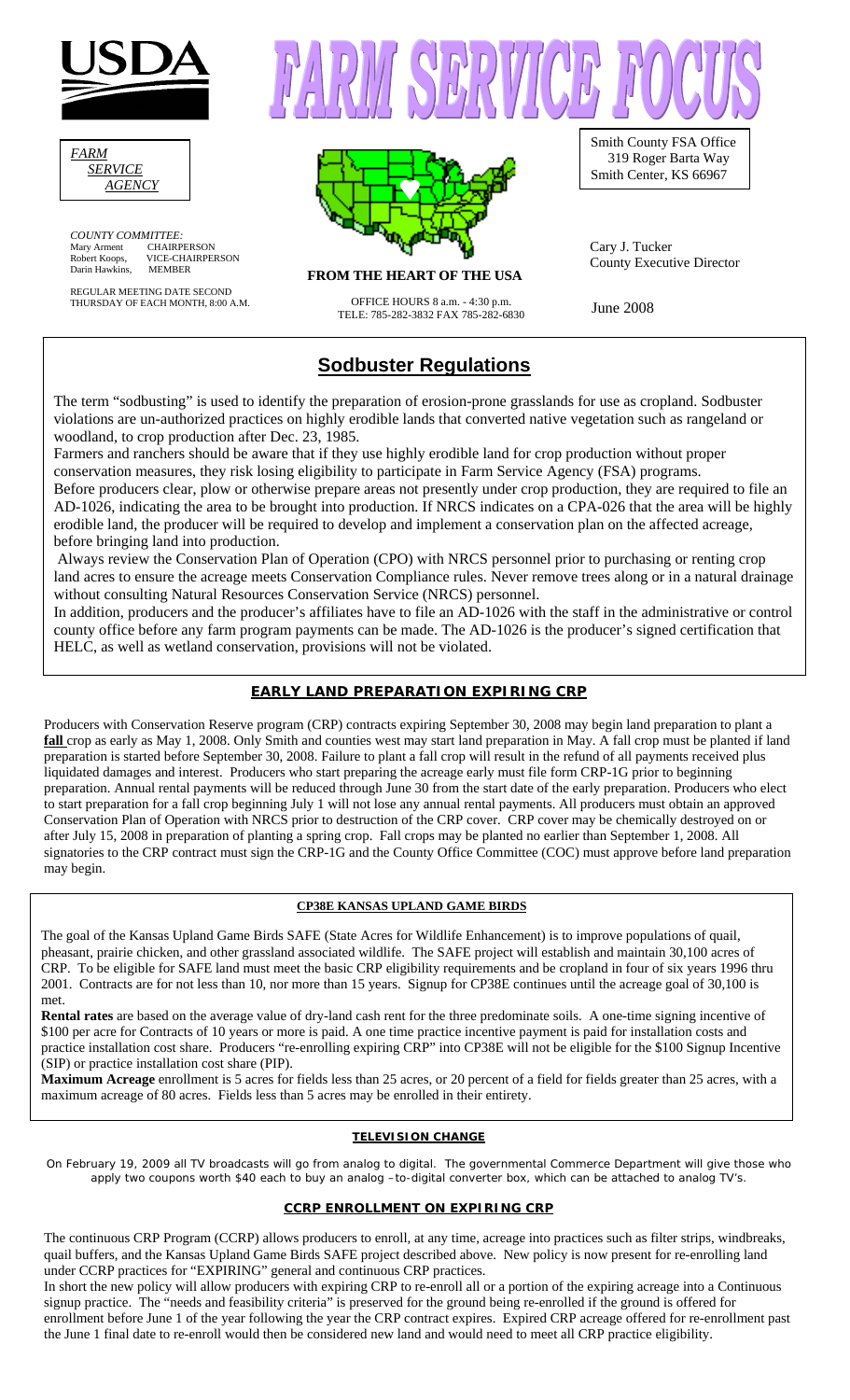USDA

# FARM SERVICE FOCUS

*FARM SERVICE AGENCY*

COUNTY COMMITTEE:
Mary Arment CHAIRPERSON
Robert Koops, VICE-CHAIRPERSON
Darin Hawkins, MEMBER

REGULAR MEETING DATE SECOND THURSDAY OF EACH MONTH, 8:00 A.M.

**FROM THE HEART OF THE USA**

OFFICE HOURS 8 a.m. - 4:30 p.m.
TELE: 785-282-3832 FAX 785-282-6830

Smith County FSA Office
319 Roger Barta Way
Smith Center, KS 66967

Cary J. Tucker
County Executive Director

June 2008

## Sodbuster Regulations

The term "sodbusting" is used to identify the preparation of erosion-prone grasslands for use as cropland. Sodbuster violations are un-authorized practices on highly erodible lands that converted native vegetation such as rangeland or woodland, to crop production after Dec. 23, 1985.

Farmers and ranchers should be aware that if they use highly erodible land for crop production without proper conservation measures, they risk losing eligibility to participate in Farm Service Agency (FSA) programs.

Before producers clear, plow or otherwise prepare areas not presently under crop production, they are required to file an AD-1026, indicating the area to be brought into production. If NRCS indicates on a CPA-026 that the area will be highly erodible land, the producer will be required to develop and implement a conservation plan on the affected acreage, before bringing land into production.

Always review the Conservation Plan of Operation (CPO) with NRCS personnel prior to purchasing or renting crop land acres to ensure the acreage meets Conservation Compliance rules. Never remove trees along or in a natural drainage without consulting Natural Resources Conservation Service (NRCS) personnel.

In addition, producers and the producer's affiliates have to file an AD-1026 with the staff in the administrative or control county office before any farm program payments can be made. The AD-1026 is the producer's signed certification that HELC, as well as wetland conservation, provisions will not be violated.

## EARLY LAND PREPARATION EXPIRING CRP

Producers with Conservation Reserve program (CRP) contracts expiring September 30, 2008 may begin land preparation to plant a **fall** crop as early as May 1, 2008. Only Smith and counties west may start land preparation in May. A fall crop must be planted if land preparation is started before September 30, 2008. Failure to plant a fall crop will result in the refund of all payments received plus liquidated damages and interest. Producers who start preparing the acreage early must file form CRP-1G prior to beginning preparation. Annual rental payments will be reduced through June 30 from the start date of the early preparation. Producers who elect to start preparation for a fall crop beginning July 1 will not lose any annual rental payments. All producers must obtain an approved Conservation Plan of Operation with NRCS prior to destruction of the CRP cover. CRP cover may be chemically destroyed on or after July 15, 2008 in preparation of planting a spring crop. Fall crops may be planted no earlier than September 1, 2008. All signatories to the CRP contract must sign the CRP-1G and the County Office Committee (COC) must approve before land preparation may begin.

## CP38E KANSAS UPLAND GAME BIRDS

The goal of the Kansas Upland Game Birds SAFE (State Acres for Wildlife Enhancement) is to improve populations of quail, pheasant, prairie chicken, and other grassland associated wildlife. The SAFE project will establish and maintain 30,100 acres of CRP. To be eligible for SAFE land must meet the basic CRP eligibility requirements and be cropland in four of six years 1996 thru 2001. Contracts are for not less than 10, nor more than 15 years. Signup for CP38E continues until the acreage goal of 30,100 is met.

**Rental rates** are based on the average value of dry-land cash rent for the three predominate soils. A one-time signing incentive of $100 per acre for Contracts of 10 years or more is paid. A one time practice incentive payment is paid for installation costs and practice installation cost share. Producers "re-enrolling expiring CRP" into CP38E will not be eligible for the $100 Signup Incentive (SIP) or practice installation cost share (PIP).

**Maximum Acreage** enrollment is 5 acres for fields less than 25 acres, or 20 percent of a field for fields greater than 25 acres, with a maximum acreage of 80 acres. Fields less than 5 acres may be enrolled in their entirety.

## TELEVISION CHANGE

On February 19, 2009 all TV broadcasts will go from analog to digital. The governmental Commerce Department will give those who apply two coupons worth $40 each to buy an analog –to-digital converter box, which can be attached to analog TV's.

## CCRP ENROLLMENT ON EXPIRING CRP

The continuous CRP Program (CCRP) allows producers to enroll, at any time, acreage into practices such as filter strips, windbreaks, quail buffers, and the Kansas Upland Game Birds SAFE project described above. New policy is now present for re-enrolling land under CCRP practices for "EXPIRING" general and continuous CRP practices.

In short the new policy will allow producers with expiring CRP to re-enroll all or a portion of the expiring acreage into a Continuous signup practice. The "needs and feasibility criteria" is preserved for the ground being re-enrolled if the ground is offered for enrollment before June 1 of the year following the year the CRP contract expires. Expired CRP acreage offered for re-enrollment past the June 1 final date to re-enroll would then be considered new land and would need to meet all CRP practice eligibility.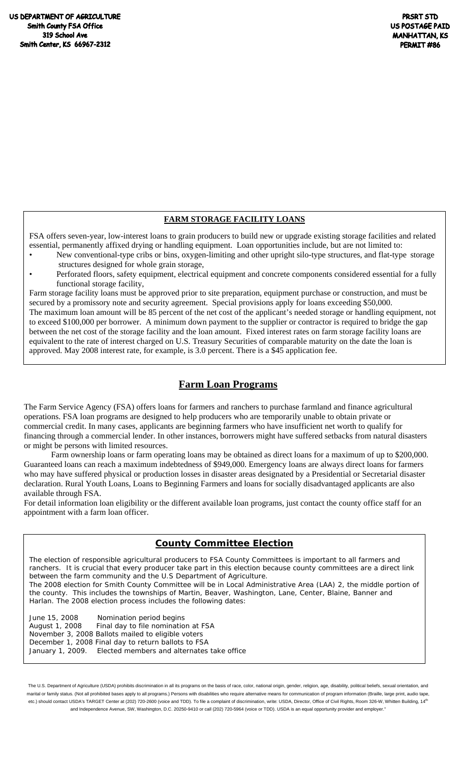US DEPARTMENT OF AGRICULTURE
Smith County FSA Office
319 School Ave
Smith Center, KS 66967-2312

PRSRT STD
US POSTAGE PAID
MANHATTAN, KS
PERMIT #86

## FARM STORAGE FACILITY LOANS

FSA offers seven-year, low-interest loans to grain producers to build new or upgrade existing storage facilities and related essential, permanently affixed drying or handling equipment. Loan opportunities include, but are not limited to:

- New conventional-type cribs or bins, oxygen-limiting and other upright silo-type structures, and flat-type storage structures designed for whole grain storage,
- Perforated floors, safety equipment, electrical equipment and concrete components considered essential for a fully functional storage facility,

Farm storage facility loans must be approved prior to site preparation, equipment purchase or construction, and must be secured by a promissory note and security agreement. Special provisions apply for loans exceeding $50,000.
The maximum loan amount will be 85 percent of the net cost of the applicant's needed storage or handling equipment, not to exceed $100,000 per borrower. A minimum down payment to the supplier or contractor is required to bridge the gap between the net cost of the storage facility and the loan amount. Fixed interest rates on farm storage facility loans are equivalent to the rate of interest charged on U.S. Treasury Securities of comparable maturity on the date the loan is approved. May 2008 interest rate, for example, is 3.0 percent. There is a $45 application fee.

## Farm Loan Programs

The Farm Service Agency (FSA) offers loans for farmers and ranchers to purchase farmland and finance agricultural operations. FSA loan programs are designed to help producers who are temporarily unable to obtain private or commercial credit. In many cases, applicants are beginning farmers who have insufficient net worth to qualify for financing through a commercial lender. In other instances, borrowers might have suffered setbacks from natural disasters or might be persons with limited resources.

Farm ownership loans or farm operating loans may be obtained as direct loans for a maximum of up to $200,000. Guaranteed loans can reach a maximum indebtedness of $949,000. Emergency loans are always direct loans for farmers who may have suffered physical or production losses in disaster areas designated by a Presidential or Secretarial disaster declaration. Rural Youth Loans, Loans to Beginning Farmers and loans for socially disadvantaged applicants are also available through FSA.

For detail information loan eligibility or the different available loan programs, just contact the county office staff for an appointment with a farm loan officer.

## County Committee Election

The election of responsible agricultural producers to FSA County Committees is important to all farmers and ranchers. It is crucial that every producer take part in this election because county committees are a direct link between the farm community and the U.S Department of Agriculture.
The 2008 election for Smith County Committee will be in Local Administrative Area (LAA) 2, the middle portion of the county. This includes the townships of Martin, Beaver, Washington, Lane, Center, Blaine, Banner and Harlan. The 2008 election process includes the following dates:

June 15, 2008 Nomination period begins
August 1, 2008 Final day to file nomination at FSA
November 3, 2008 Ballots mailed to eligible voters
December 1, 2008 Final day to return ballots to FSA
January 1, 2009. Elected members and alternates take office

The U.S. Department of Agriculture (USDA) prohibits discrimination in all its programs on the basis of race, color, national origin, gender, religion, age, disability, political beliefs, sexual orientation, and marital or family status. (Not all prohibited bases apply to all programs.) Persons with disabilities who require alternative means for communication of program information (Braille, large print, audio tape, etc.) should contact USDA's TARGET Center at (202) 720-2600 (voice and TDD). To file a complaint of discrimination, write: USDA, Director, Office of Civil Rights, Room 326-W, Whitten Building, 14th and Independence Avenue, SW, Washington, D.C. 20250-9410 or call (202) 720-5964 (voice or TDD). USDA is an equal opportunity provider and employer."